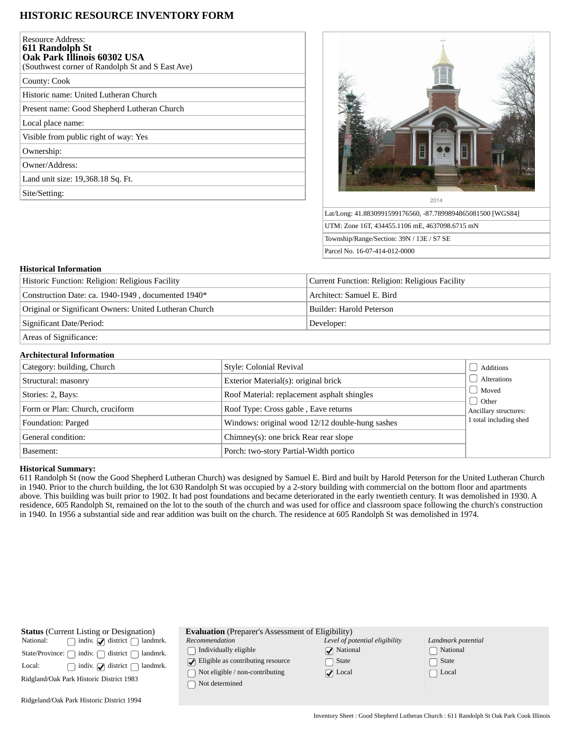# HISTORIC RESOURCE INVENTORY FORM

| Resource Address: **611 Randolph St Oak Park Illinois 60302 USA** (Southwest corner of Randolph St and S East Ave) |
|---|
| County: Cook |
| Historic name: United Lutheran Church |
| Present name: Good Shepherd Lutheran Church |
| Local place name: |
| Visible from public right of way: Yes |
| Ownership: |
| Owner/Address: |
| Land unit size: 19,368.18 Sq. Ft. |
| Site/Setting: |

2014

| |
|---|
| Lat/Long: 41.8830991599176560, -87.7899894865081500 [WGS84] |
| UTM: Zone 16T, 434455.1106 mE, 4637098.6715 mN |
| Township/Range/Section: 39N / 13E / S7 SE |
| Parcel No. 16-07-414-012-0000 |

## Historical Information

| | |
|---|---|
| Historic Function: Religion: Religious Facility | Current Function: Religion: Religious Facility |
| Construction Date: ca. 1940-1949 , documented 1940* | Architect: Samuel E. Bird |
| Original or Significant Owners: United Lutheran Church | Builder: Harold Peterson |
| Significant Date/Period: | Developer: |
| Areas of Significance: | |

## Architectural Information

| | | |
|---|---|---|
| Category: building, Church | Style: Colonial Revival | ☐ Additions |
| Structural: masonry | Exterior Material(s): original brick | ☐ Alterations |
| Stories: 2, Bays: | Roof Material: replacement asphalt shingles | ☐ Moved |
| Form or Plan: Church, cruciform | Roof Type: Cross gable , Eave returns | ☐ Other |
| Foundation: Parged | Windows: original wood 12/12 double-hung sashes | Ancillary structures: 1 total including shed |
| General condition: | Chimney(s): one brick Rear rear slope | |
| Basement: | Porch: two-story Partial-Width portico | |

**Historical Summary:**
611 Randolph St (now the Good Shepherd Lutheran Church) was designed by Samuel E. Bird and built by Harold Peterson for the United Lutheran Church in 1940. Prior to the church building, the lot 630 Randolph St was occupied by a 2-story building with commercial on the bottom floor and apartments above. This building was built prior to 1902. It had post foundations and became deteriorated in the early twentieth century. It was demolished in 1930. A residence, 605 Randolph St, remained on the lot to the south of the church and was used for office and classroom space following the church's construction in 1940. In 1956 a substantial side and rear addition was built on the church. The residence at 605 Randolph St was demolished in 1974.

**Status** (Current Listing or Designation)

| | | | |
|---|---|---|---|
| National: | ☐ indiv. | ☑ district | ☐ landmrk. |
| State/Province: | ☐ indiv. | ☐ district | ☐ landmrk. |
| Local: | ☐ indiv. | ☑ district | ☐ landmrk. |

Ridgland/Oak Park Historic District 1983

Ridgeland/Oak Park Historic District 1994

**Evaluation** (Preparer's Assessment of Eligibility)

| *Recommendation* | *Level of potential eligibility* | *Landmark potential* |
|---|---|---|
| ☐ Individually eligible | ☑ National | ☐ National |
| ☑ Eligible as contributing resource | ☐ State | ☐ State |
| ☐ Not eligible / non-contributing | ☑ Local | ☐ Local |
| ☐ Not determined | | |

Inventory Sheet : Good Shepherd Lutheran Church : 611 Randolph St Oak Park Cook Illinois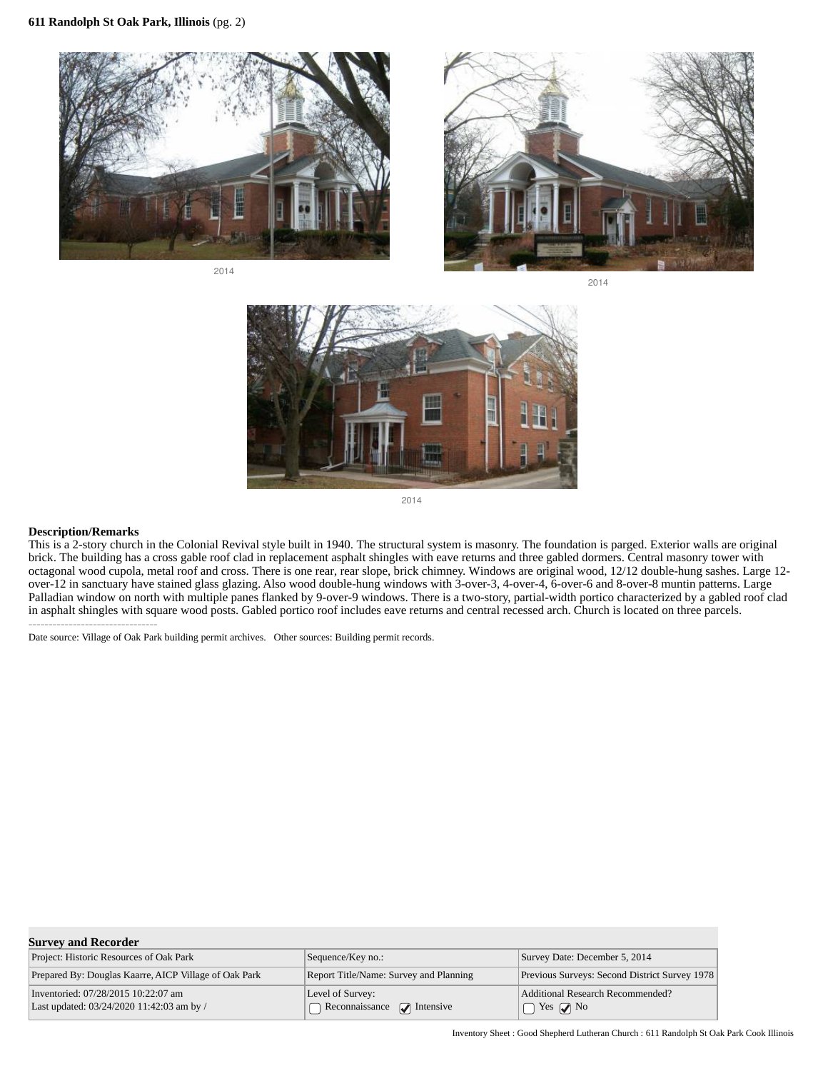**611 Randolph St Oak Park, Illinois** (pg. 2)

2014

2014

2014

**Description/Remarks**

This is a 2-story church in the Colonial Revival style built in 1940. The structural system is masonry. The foundation is parged. Exterior walls are original brick. The building has a cross gable roof clad in replacement asphalt shingles with eave returns and three gabled dormers. Central masonry tower with octagonal wood cupola, metal roof and cross. There is one rear, rear slope, brick chimney. Windows are original wood, 12/12 double-hung sashes. Large 12-over-12 in sanctuary have stained glass glazing. Also wood double-hung windows with 3-over-3, 4-over-4, 6-over-6 and 8-over-8 muntin patterns. Large Palladian window on north with multiple panes flanked by 9-over-9 windows. There is a two-story, partial-width portico characterized by a gabled roof clad in asphalt shingles with square wood posts. Gabled portico roof includes eave returns and central recessed arch. Church is located on three parcels.

--------------------------------

Date source: Village of Oak Park building permit archives. Other sources: Building permit records.

**Survey and Recorder**

| | | |
|---|---|---|
| Project: Historic Resources of Oak Park | Sequence/Key no.: | Survey Date: December 5, 2014 |
| Prepared By: Douglas Kaarre, AICP Village of Oak Park | Report Title/Name: Survey and Planning | Previous Surveys: Second District Survey 1978 |
| Inventoried: 07/28/2015 10:22:07 am<br>Last updated: 03/24/2020 11:42:03 am by / | Level of Survey:<br>☐ Reconnaissance ☑ Intensive | Additional Research Recommended?<br>☐ Yes ☑ No |

Inventory Sheet : Good Shepherd Lutheran Church : 611 Randolph St Oak Park Cook Illinois